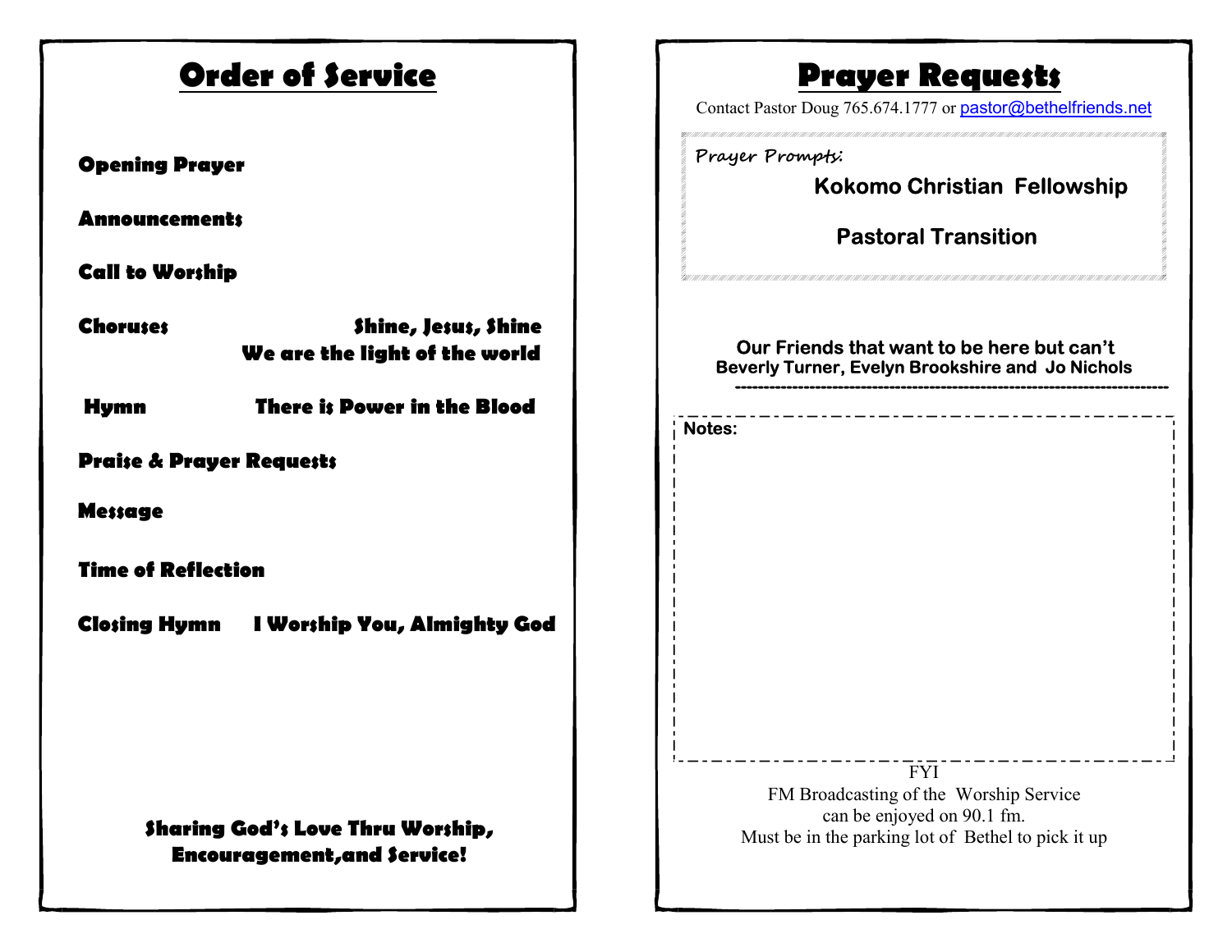# Order of Service

**Opening Prayer**

**Announcements**

**Call to Worship**

**Choruses** — **Shine, Jesus, Shine**
**We are the light of the world**

**Hymn** — **There is Power in the Blood**

**Praise & Prayer Requests**

**Message**

**Time of Reflection**

**Closing Hymn** — **I Worship You, Almighty God**

**Sharing God's Love Thru Worship, Encouragement,and Service!**

# Prayer Requests

Contact Pastor Doug 765.674.1777 or pastor@bethelfriends.net

*Prayer Prompts:*

**Kokomo Christian Fellowship**

**Pastoral Transition**

**Our Friends that want to be here but can't**
**Beverly Turner, Evelyn Brookshire and Jo Nichols**

---

**Notes:**

FYI
FM Broadcasting of the Worship Service
can be enjoyed on 90.1 fm.
Must be in the parking lot of Bethel to pick it up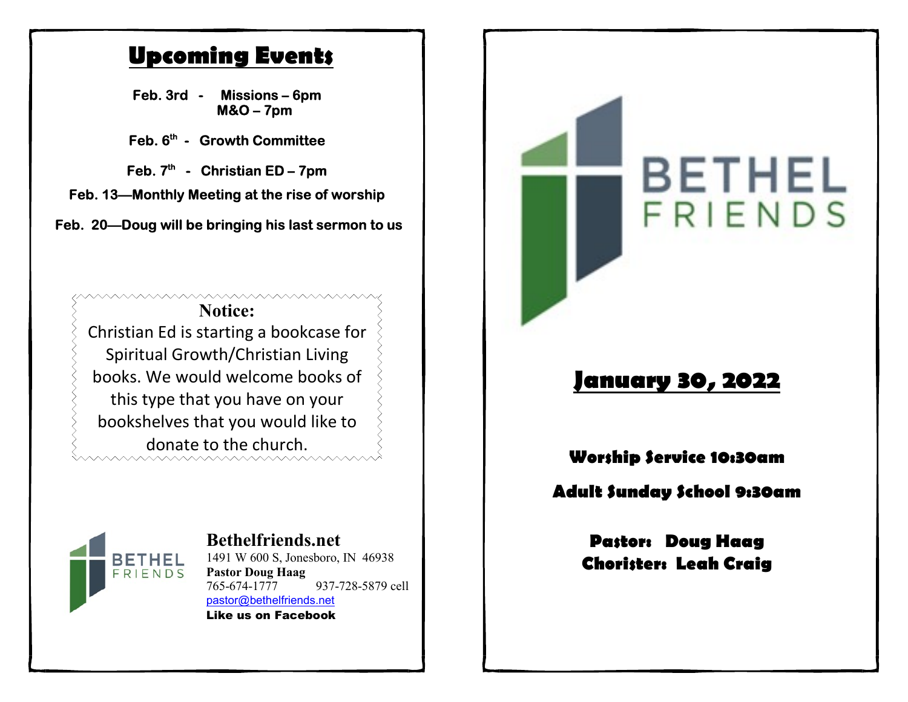## Upcoming Events

**Feb. 3rd - Missions – 6pm**
**M&O – 7pm**

**Feb. 6th - Growth Committee**

**Feb. 7th - Christian ED – 7pm**

**Feb. 13—Monthly Meeting at the rise of worship**

**Feb. 20—Doug will be bringing his last sermon to us**

**Notice:**
Christian Ed is starting a bookcase for Spiritual Growth/Christian Living books. We would welcome books of this type that you have on your bookshelves that you would like to donate to the church.

BETHEL FRIENDS

**Bethelfriends.net**
1491 W 600 S, Jonesboro, IN 46938
**Pastor Doug Haag**
765-674-1777 937-728-5879 cell
pastor@bethelfriends.net
**Like us on Facebook**

BETHEL FRIENDS

## January 30, 2022

**Worship Service 10:30am**

**Adult Sunday School 9:30am**

**Pastor: Doug Haag**
**Chorister: Leah Craig**